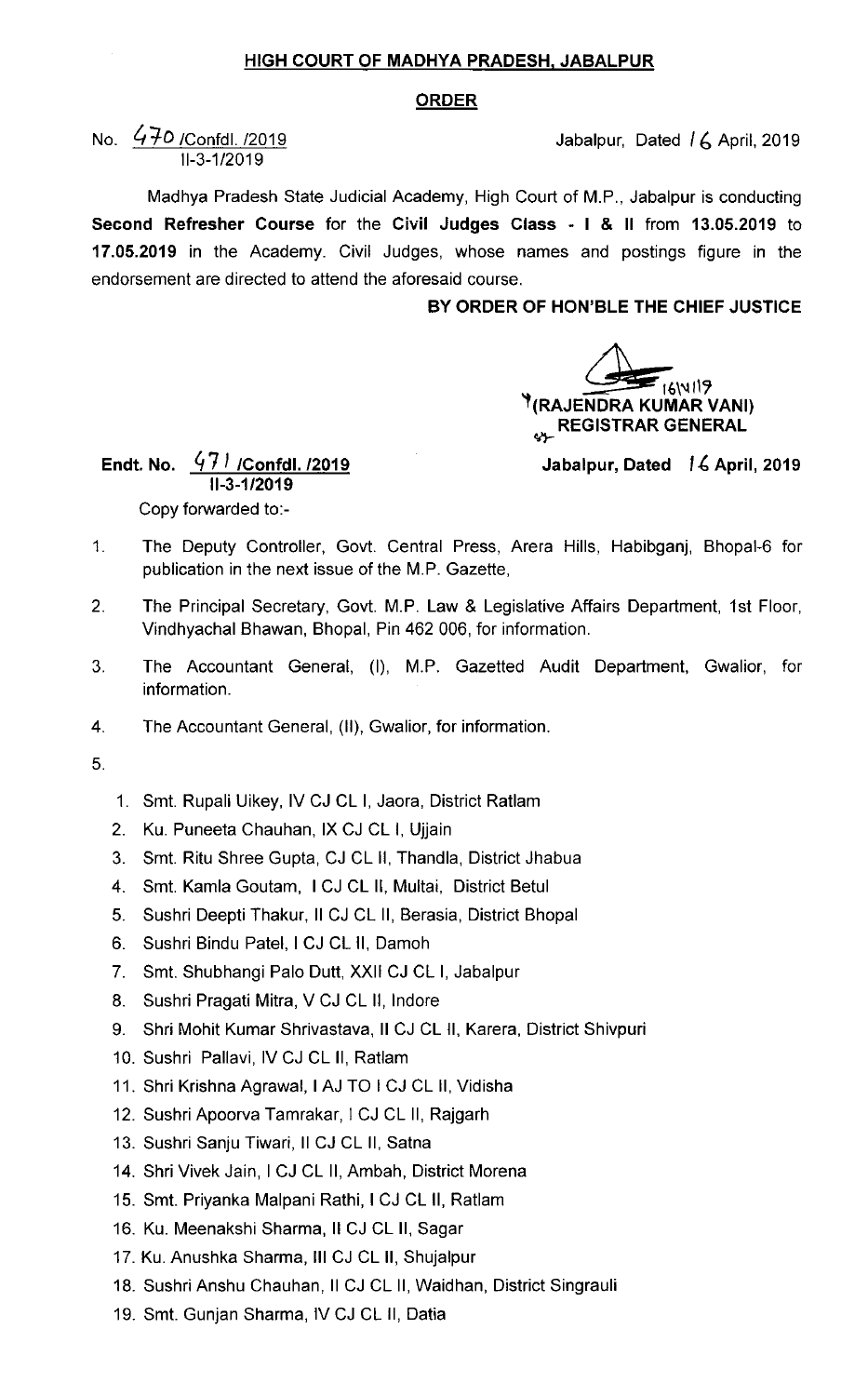**HIGH COURT OF MADHYA PRADESH, JABALPUR**

**ORDER**

No. 470 /Confdl. /2019
II-3-1/2019

Jabalpur, Dated 16 April, 2019

Madhya Pradesh State Judicial Academy, High Court of M.P., Jabalpur is conducting **Second Refresher Course** for the **Civil Judges Class - I & II** from **13.05.2019** to **17.05.2019** in the Academy. Civil Judges, whose names and postings figure in the endorsement are directed to attend the aforesaid course.

**BY ORDER OF HON'BLE THE CHIEF JUSTICE**

16/4/19
**(RAJENDRA KUMAR VANI)**
**REGISTRAR GENERAL**

**Endt. No. 471 /Confdl. /2019**
**II-3-1/2019**

**Jabalpur, Dated 16 April, 2019**

Copy forwarded to:-

1. The Deputy Controller, Govt. Central Press, Arera Hills, Habibganj, Bhopal-6 for publication in the next issue of the M.P. Gazette,
2. The Principal Secretary, Govt. M.P. Law & Legislative Affairs Department, 1st Floor, Vindhyachal Bhawan, Bhopal, Pin 462 006, for information.
3. The Accountant General, (I), M.P. Gazetted Audit Department, Gwalior, for information.
4. The Accountant General, (II), Gwalior, for information.
5. 
    1. Smt. Rupali Uikey, IV CJ CL I, Jaora, District Ratlam
    2. Ku. Puneeta Chauhan, IX CJ CL I, Ujjain
    3. Smt. Ritu Shree Gupta, CJ CL II, Thandla, District Jhabua
    4. Smt. Kamla Goutam, I CJ CL II, Multai, District Betul
    5. Sushri Deepti Thakur, II CJ CL II, Berasia, District Bhopal
    6. Sushri Bindu Patel, I CJ CL II, Damoh
    7. Smt. Shubhangi Palo Dutt, XXII CJ CL I, Jabalpur
    8. Sushri Pragati Mitra, V CJ CL II, Indore
    9. Shri Mohit Kumar Shrivastava, II CJ CL II, Karera, District Shivpuri
    10. Sushri Pallavi, IV CJ CL II, Ratlam
    11. Shri Krishna Agrawal, I AJ TO I CJ CL II, Vidisha
    12. Sushri Apoorva Tamrakar, I CJ CL II, Rajgarh
    13. Sushri Sanju Tiwari, II CJ CL II, Satna
    14. Shri Vivek Jain, I CJ CL II, Ambah, District Morena
    15. Smt. Priyanka Malpani Rathi, I CJ CL II, Ratlam
    16. Ku. Meenakshi Sharma, II CJ CL II, Sagar
    17. Ku. Anushka Sharma, III CJ CL II, Shujalpur
    18. Sushri Anshu Chauhan, II CJ CL II, Waidhan, District Singrauli
    19. Smt. Gunjan Sharma, IV CJ CL II, Datia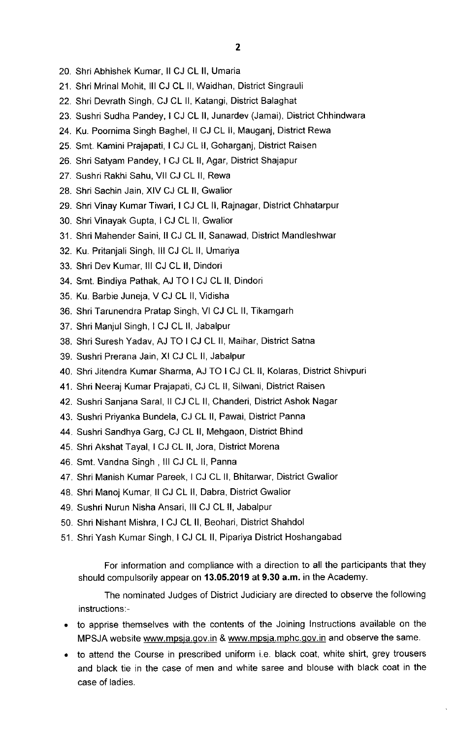20. Shri Abhishek Kumar, II CJ CL II, Umaria
21. Shri Mrinal Mohit, III CJ CL II, Waidhan, District Singrauli
22. Shri Devrath Singh, CJ CL II, Katangi, District Balaghat
23. Sushri Sudha Pandey, I CJ CL II, Junardev (Jamai), District Chhindwara
24. Ku. Poornima Singh Baghel, II CJ CL II, Mauganj, District Rewa
25. Smt. Kamini Prajapati, I CJ CL II, Goharganj, District Raisen
26. Shri Satyam Pandey, I CJ CL II, Agar, District Shajapur
27. Sushri Rakhi Sahu, VII CJ CL II, Rewa
28. Shri Sachin Jain, XIV CJ CL II, Gwalior
29. Shri Vinay Kumar Tiwari, I CJ CL II, Rajnagar, District Chhatarpur
30. Shri Vinayak Gupta, I CJ CL II, Gwalior
31. Shri Mahender Saini, II CJ CL II, Sanawad, District Mandleshwar
32. Ku. Pritanjali Singh, III CJ CL II, Umariya
33. Shri Dev Kumar, III CJ CL II, Dindori
34. Smt. Bindiya Pathak, AJ TO I CJ CL II, Dindori
35. Ku. Barbie Juneja, V CJ CL II, Vidisha
36. Shri Tarunendra Pratap Singh, VI CJ CL II, Tikamgarh
37. Shri Manjul Singh, I CJ CL II, Jabalpur
38. Shri Suresh Yadav, AJ TO I CJ CL II, Maihar, District Satna
39. Sushri Prerana Jain, XI CJ CL II, Jabalpur
40. Shri Jitendra Kumar Sharma, AJ TO I CJ CL II, Kolaras, District Shivpuri
41. Shri Neeraj Kumar Prajapati, CJ CL II, Silwani, District Raisen
42. Sushri Sanjana Saral, II CJ CL II, Chanderi, District Ashok Nagar
43. Sushri Priyanka Bundela, CJ CL II, Pawai, District Panna
44. Sushri Sandhya Garg, CJ CL II, Mehgaon, District Bhind
45. Shri Akshat Tayal, I CJ CL II, Jora, District Morena
46. Smt. Vandna Singh , III CJ CL II, Panna
47. Shri Manish Kumar Pareek, I CJ CL II, Bhitarwar, District Gwalior
48. Shri Manoj Kumar, II CJ CL II, Dabra, District Gwalior
49. Sushri Nurun Nisha Ansari, III CJ CL II, Jabalpur
50. Shri Nishant Mishra, I CJ CL II, Beohari, District Shahdol
51. Shri Yash Kumar Singh, I CJ CL II, Pipariya District Hoshangabad

For information and compliance with a direction to all the participants that they should compulsorily appear on **13.05.2019 at 9.30 a.m.** in the Academy.

The nominated Judges of District Judiciary are directed to observe the following instructions:-

- to apprise themselves with the contents of the Joining Instructions available on the MPSJA website www.mpsja.gov.in & www.mpsja.mphc.gov.in and observe the same.
- to attend the Course in prescribed uniform i.e. black coat, white shirt, grey trousers and black tie in the case of men and white saree and blouse with black coat in the case of ladies.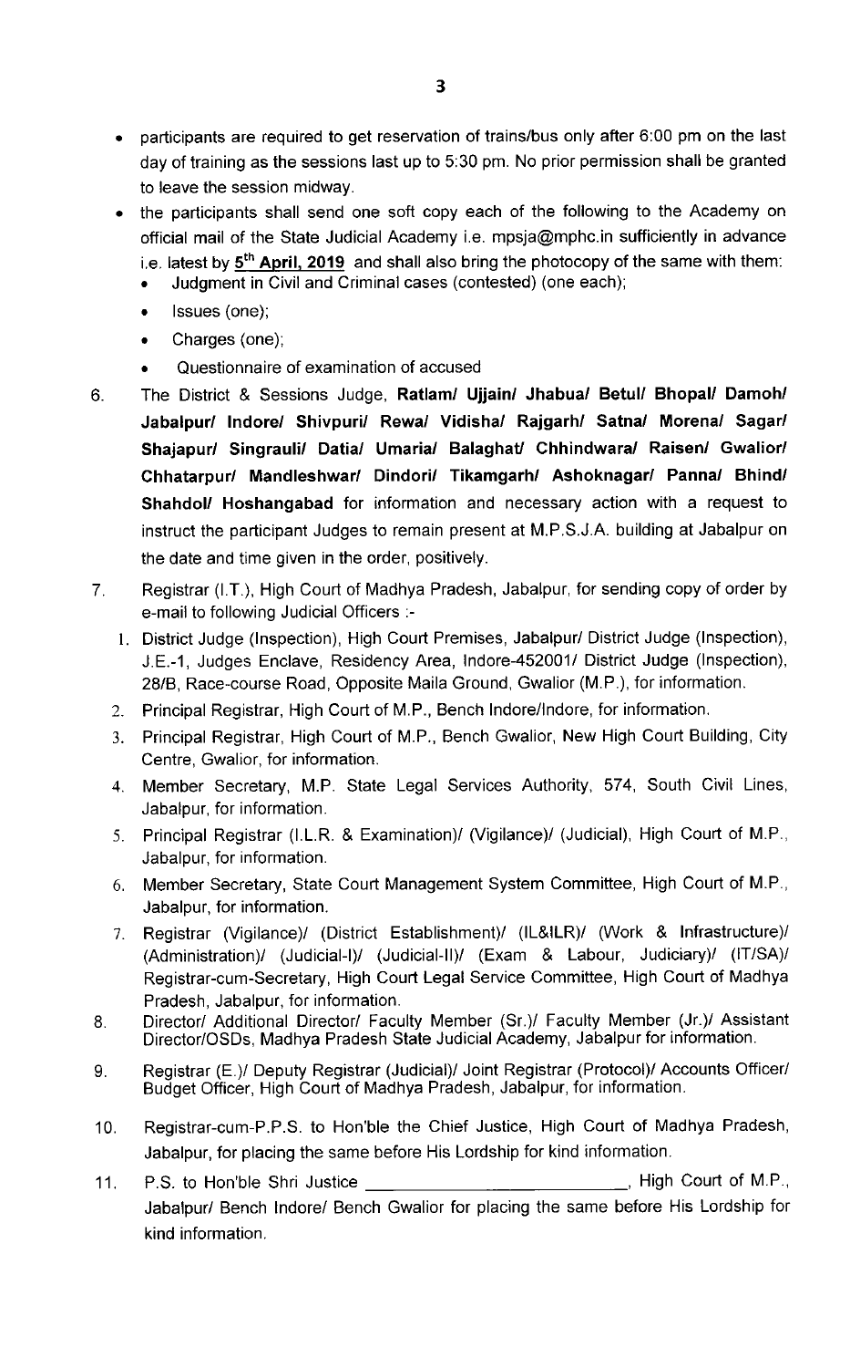- participants are required to get reservation of trains/bus only after 6:00 pm on the last day of training as the sessions last up to 5:30 pm. No prior permission shall be granted to leave the session midway.
- the participants shall send one soft copy each of the following to the Academy on official mail of the State Judicial Academy i.e. mpsja@mphc.in sufficiently in advance i.e. latest by **5th April, 2019** and shall also bring the photocopy of the same with them:
  - Judgment in Civil and Criminal cases (contested) (one each);
  - Issues (one);
  - Charges (one);
  - Questionnaire of examination of accused

6. The District & Sessions Judge, **Ratlam/ Ujjain/ Jhabua/ Betul/ Bhopal/ Damoh/ Jabalpur/ Indore/ Shivpuri/ Rewa/ Vidisha/ Rajgarh/ Satna/ Morena/ Sagar/ Shajapur/ Singrauli/ Datia/ Umaria/ Balaghat/ Chhindwara/ Raisen/ Gwalior/ Chhatarpur/ Mandleshwar/ Dindori/ Tikamgarh/ Ashoknagar/ Panna/ Bhind/ Shahdol/ Hoshangabad** for information and necessary action with a request to instruct the participant Judges to remain present at M.P.S.J.A. building at Jabalpur on the date and time given in the order, positively.

7. Registrar (I.T.), High Court of Madhya Pradesh, Jabalpur, for sending copy of order by e-mail to following Judicial Officers :-
   1. District Judge (Inspection), High Court Premises, Jabalpur/ District Judge (Inspection), J.E.-1, Judges Enclave, Residency Area, Indore-452001/ District Judge (Inspection), 28/B, Race-course Road, Opposite Maila Ground, Gwalior (M.P.), for information.
   2. Principal Registrar, High Court of M.P., Bench Indore/Indore, for information.
   3. Principal Registrar, High Court of M.P., Bench Gwalior, New High Court Building, City Centre, Gwalior, for information.
   4. Member Secretary, M.P. State Legal Services Authority, 574, South Civil Lines, Jabalpur, for information.
   5. Principal Registrar (I.L.R. & Examination)/ (Vigilance)/ (Judicial), High Court of M.P., Jabalpur, for information.
   6. Member Secretary, State Court Management System Committee, High Court of M.P., Jabalpur, for information.
   7. Registrar (Vigilance)/ (District Establishment)/ (IL&ILR)/ (Work & Infrastructure)/ (Administration)/ (Judicial-I)/ (Judicial-II)/ (Exam & Labour, Judiciary)/ (IT/SA)/ Registrar-cum-Secretary, High Court Legal Service Committee, High Court of Madhya Pradesh, Jabalpur, for information.

8. Director/ Additional Director/ Faculty Member (Sr.)/ Faculty Member (Jr.)/ Assistant Director/OSDs, Madhya Pradesh State Judicial Academy, Jabalpur for information.

9. Registrar (E.)/ Deputy Registrar (Judicial)/ Joint Registrar (Protocol)/ Accounts Officer/ Budget Officer, High Court of Madhya Pradesh, Jabalpur, for information.

10. Registrar-cum-P.P.S. to Hon'ble the Chief Justice, High Court of Madhya Pradesh, Jabalpur, for placing the same before His Lordship for kind information.

11. P.S. to Hon'ble Shri Justice ____________________________, High Court of M.P., Jabalpur/ Bench Indore/ Bench Gwalior for placing the same before His Lordship for kind information.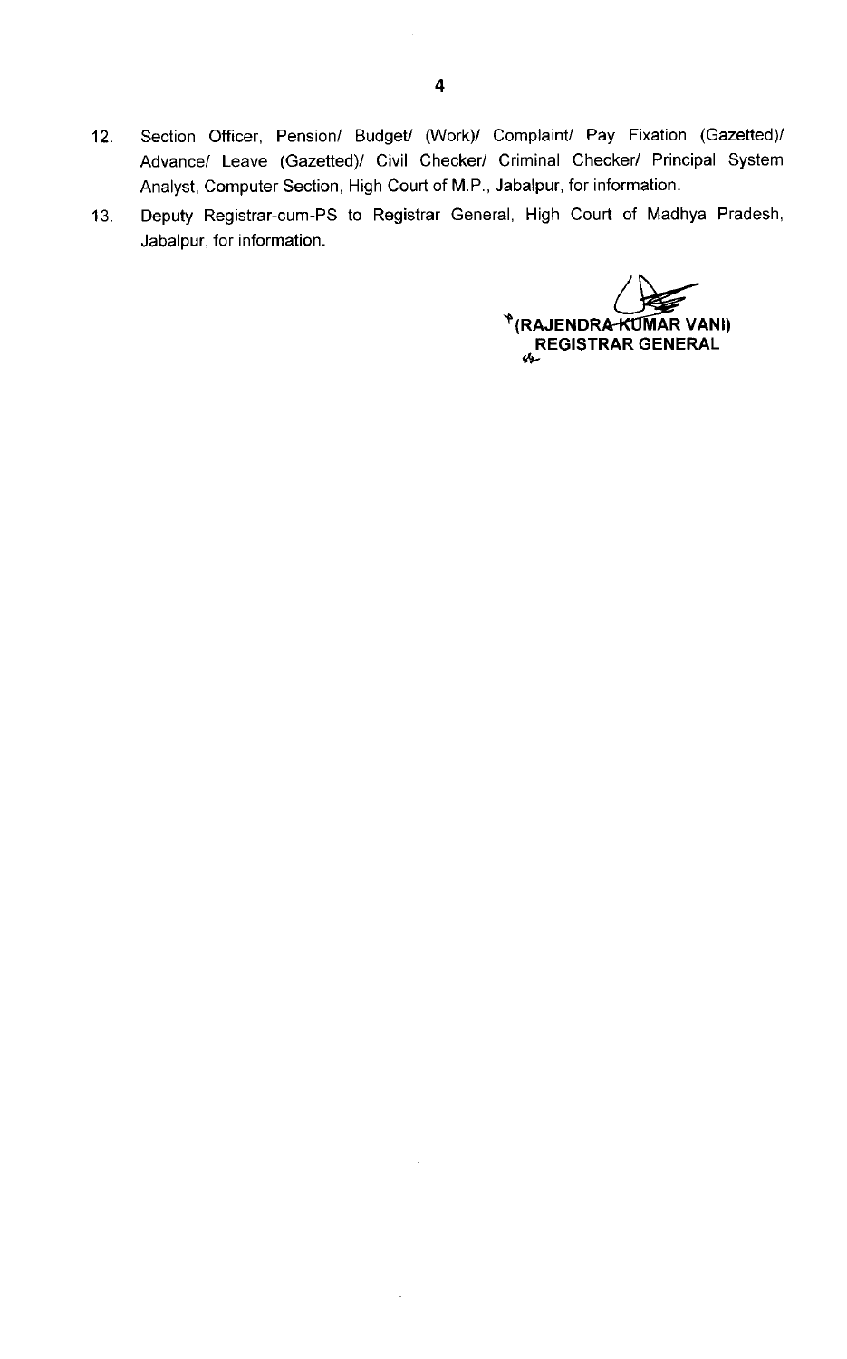12. Section Officer, Pension/ Budget/ (Work)/ Complaint/ Pay Fixation (Gazetted)/ Advance/ Leave (Gazetted)/ Civil Checker/ Criminal Checker/ Principal System Analyst, Computer Section, High Court of M.P., Jabalpur, for information.
13. Deputy Registrar-cum-PS to Registrar General, High Court of Madhya Pradesh, Jabalpur, for information.

**(RAJENDRA KUMAR VANI)**
**REGISTRAR GENERAL**